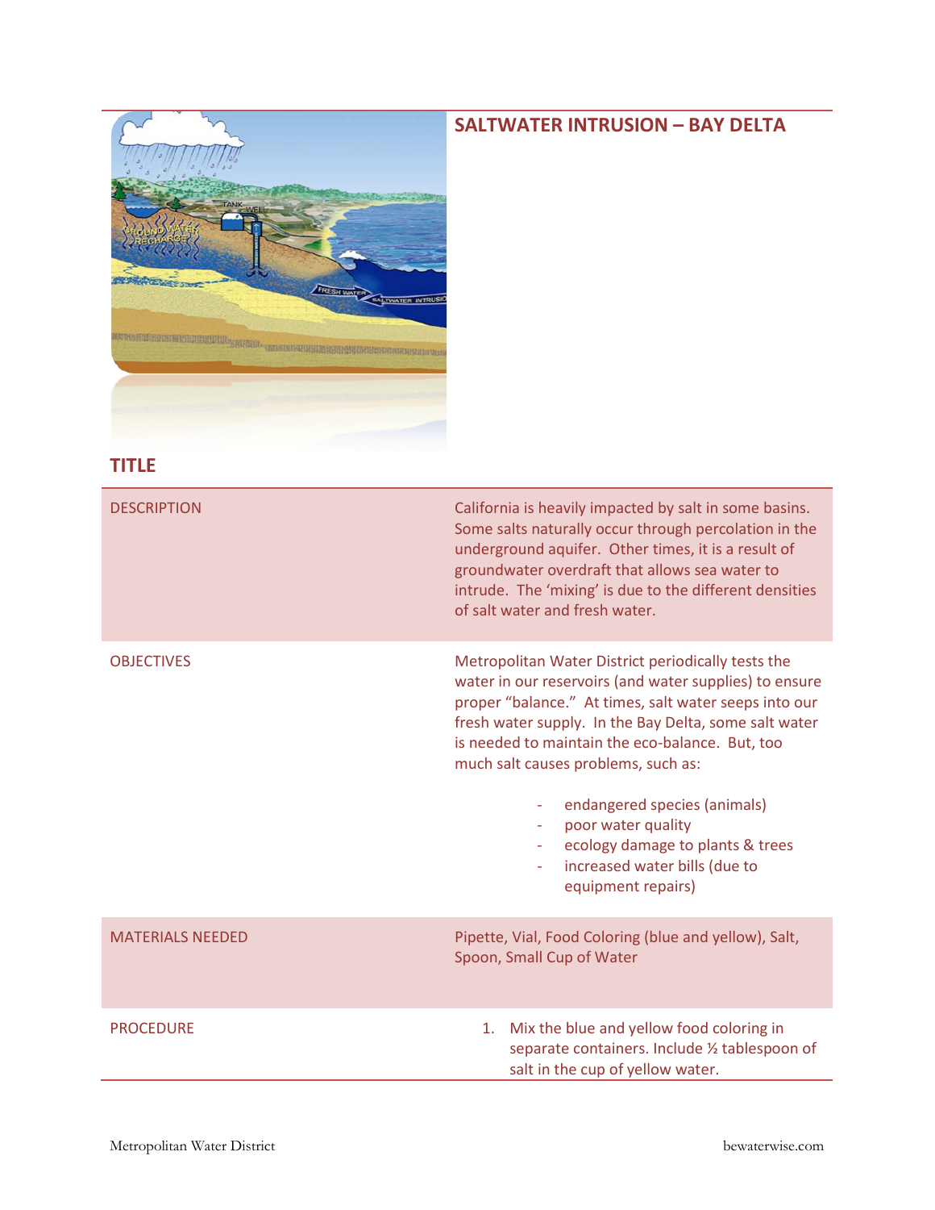## SALTWATER INTRUSION – BAY DELTA

### TITLE

| | |
|---|---|
| DESCRIPTION | California is heavily impacted by salt in some basins. Some salts naturally occur through percolation in the underground aquifer. Other times, it is a result of groundwater overdraft that allows sea water to intrude. The 'mixing' is due to the different densities of salt water and fresh water. |
| OBJECTIVES | Metropolitan Water District periodically tests the water in our reservoirs (and water supplies) to ensure proper "balance." At times, salt water seeps into our fresh water supply. In the Bay Delta, some salt water is needed to maintain the eco-balance. But, too much salt causes problems, such as:<br><br>- endangered species (animals)<br>- poor water quality<br>- ecology damage to plants & trees<br>- increased water bills (due to equipment repairs) |
| MATERIALS NEEDED | Pipette, Vial, Food Coloring (blue and yellow), Salt, Spoon, Small Cup of Water |
| PROCEDURE | 1. Mix the blue and yellow food coloring in separate containers. Include ½ tablespoon of salt in the cup of yellow water. |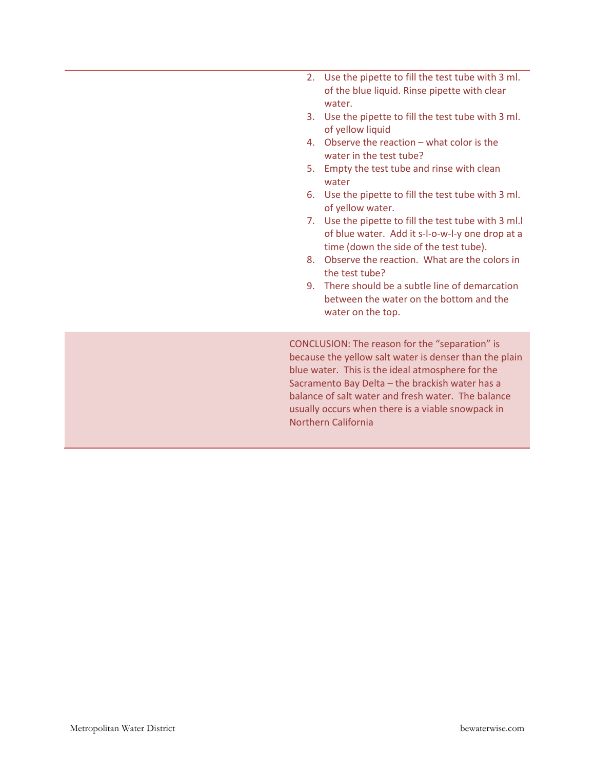2. Use the pipette to fill the test tube with 3 ml. of the blue liquid. Rinse pipette with clear water.
3. Use the pipette to fill the test tube with 3 ml. of yellow liquid
4. Observe the reaction – what color is the water in the test tube?
5. Empty the test tube and rinse with clean water
6. Use the pipette to fill the test tube with 3 ml. of yellow water.
7. Use the pipette to fill the test tube with 3 ml.l of blue water. Add it s-l-o-w-l-y one drop at a time (down the side of the test tube).
8. Observe the reaction. What are the colors in the test tube?
9. There should be a subtle line of demarcation between the water on the bottom and the water on the top.

CONCLUSION: The reason for the "separation" is because the yellow salt water is denser than the plain blue water. This is the ideal atmosphere for the Sacramento Bay Delta – the brackish water has a balance of salt water and fresh water. The balance usually occurs when there is a viable snowpack in Northern California